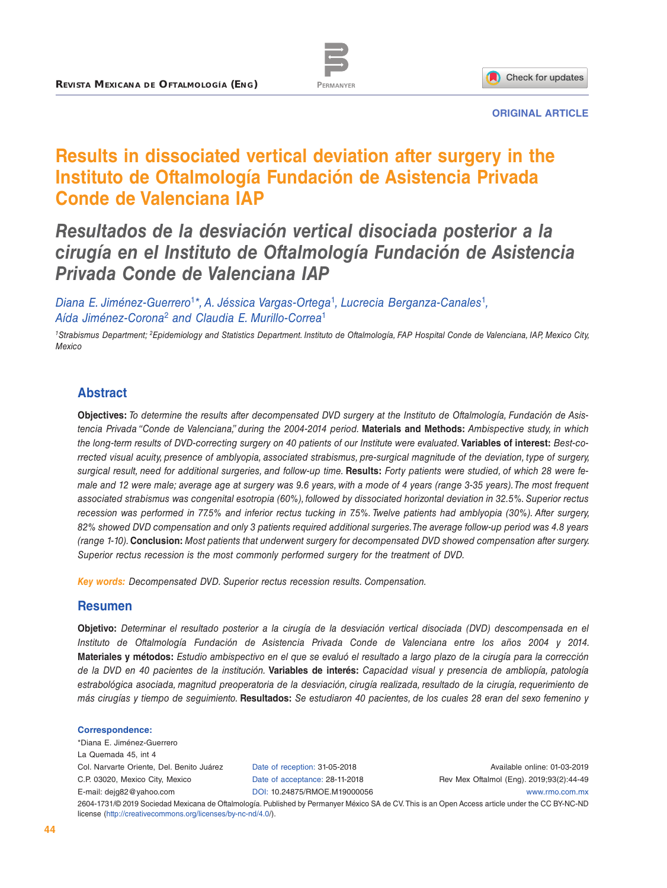ORIGINAL ARTICLE

# Results in dissociated vertical deviation after surgery in the Instituto de Oftalmología Fundación de Asistencia Privada Conde de Valenciana IAP

# *Resultados de la desviación vertical disociada posterior a la cirugía en el Instituto de Oftalmología Fundación de Asistencia Privada Conde de Valenciana IAP*

*Diana E. Jiménez-Guerrero[1]\*, A. Jéssica Vargas-Ortega[1], Lucrecia Berganza-Canales[1], Aída Jiménez-Corona[2] and Claudia E. Murillo-Correa[1]*

*[1]Strabismus Department; [2]Epidemiology and Statistics Department. Instituto de Oftalmología, FAP Hospital Conde de Valenciana, IAP, Mexico City, Mexico*

## Abstract

**Objectives:** *To determine the results after decompensated DVD surgery at the Instituto de Oftalmología, Fundación de Asistencia Privada "Conde de Valenciana," during the 2004-2014 period.* **Materials and Methods:** *Ambispective study, in which the long-term results of DVD-correcting surgery on 40 patients of our Institute were evaluated.* **Variables of interest:** *Best-corrected visual acuity, presence of amblyopia, associated strabismus, pre-surgical magnitude of the deviation, type of surgery, surgical result, need for additional surgeries, and follow-up time.* **Results:** *Forty patients were studied, of which 28 were female and 12 were male; average age at surgery was 9.6 years, with a mode of 4 years (range 3-35 years). The most frequent associated strabismus was congenital esotropia (60%), followed by dissociated horizontal deviation in 32.5%. Superior rectus recession was performed in 77.5% and inferior rectus tucking in 7.5%. Twelve patients had amblyopia (30%). After surgery, 82% showed DVD compensation and only 3 patients required additional surgeries. The average follow-up period was 4.8 years (range 1-10).* **Conclusion:** *Most patients that underwent surgery for decompensated DVD showed compensation after surgery. Superior rectus recession is the most commonly performed surgery for the treatment of DVD.*

**Key words:** *Decompensated DVD. Superior rectus recession results. Compensation.*

## Resumen

**Objetivo:** *Determinar el resultado posterior a la cirugía de la desviación vertical disociada (DVD) descompensada en el Instituto de Oftalmología Fundación de Asistencia Privada Conde de Valenciana entre los años 2004 y 2014.* **Materiales y métodos:** *Estudio ambispectivo en el que se evaluó el resultado a largo plazo de la cirugía para la corrección de la DVD en 40 pacientes de la institución.* **Variables de interés:** *Capacidad visual y presencia de ambliopía, patología estrabológica asociada, magnitud preoperatoria de la desviación, cirugía realizada, resultado de la cirugía, requerimiento de más cirugías y tiempo de seguimiento.* **Resultados:** *Se estudiaron 40 pacientes, de los cuales 28 eran del sexo femenino y*

**Correspondence:**
\*Diana E. Jiménez-Guerrero
La Quemada 45, int 4
Col. Narvarte Oriente, Del. Benito Juárez
C.P. 03020, Mexico City, Mexico
E-mail: dejg82@yahoo.com

Date of reception: 31-05-2018
Date of acceptance: 28-11-2018
DOI: 10.24875/RMOE.M19000056

Available online: 01-03-2019
Rev Mex Oftalmol (Eng). 2019;93(2):44-49
www.rmo.com.mx

2604-1731/© 2019 Sociedad Mexicana de Oftalmología. Published by Permanyer México SA de CV. This is an Open Access article under the CC BY-NC-ND license (http://creativecommons.org/licenses/by-nc-nd/4.0/).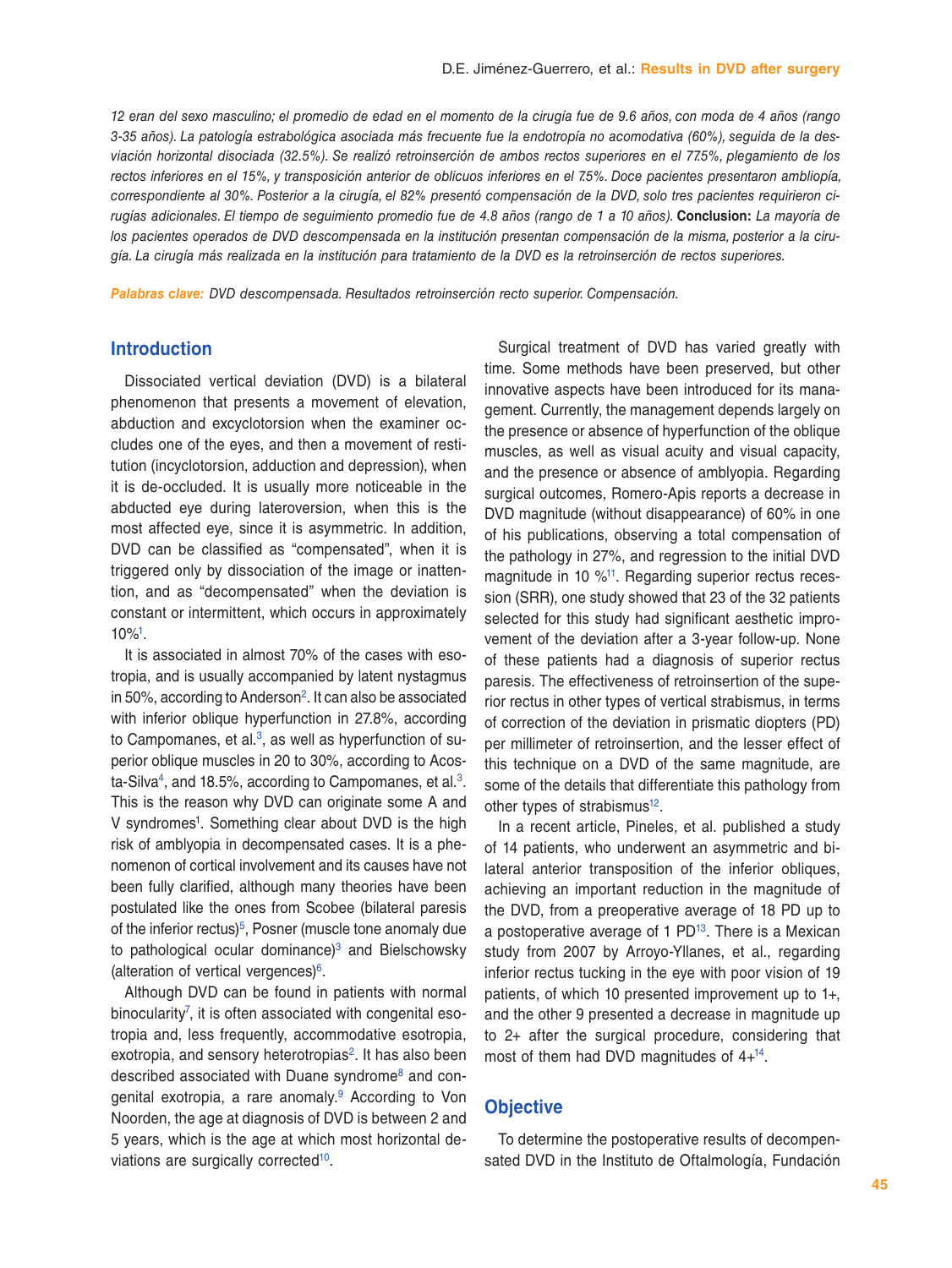*12 eran del sexo masculino; el promedio de edad en el momento de la cirugía fue de 9.6 años, con moda de 4 años (rango 3-35 años). La patología estrabológica asociada más frecuente fue la endotropía no acomodativa (60%), seguida de la desviación horizontal disociada (32.5%). Se realizó retroinserción de ambos rectos superiores en el 77.5%, plegamiento de los rectos inferiores en el 15%, y transposición anterior de oblicuos inferiores en el 7.5%. Doce pacientes presentaron ambliopía, correspondiente al 30%. Posterior a la cirugía, el 82% presentó compensación de la DVD, solo tres pacientes requirieron cirugías adicionales. El tiempo de seguimiento promedio fue de 4.8 años (rango de 1 a 10 años).* **Conclusion:** *La mayoría de los pacientes operados de DVD descompensada en la institución presentan compensación de la misma, posterior a la cirugía. La cirugía más realizada en la institución para tratamiento de la DVD es la retroinserción de rectos superiores.*

***Palabras clave:*** *DVD descompensada. Resultados retroinserción recto superior. Compensación.*

## Introduction

Dissociated vertical deviation (DVD) is a bilateral phenomenon that presents a movement of elevation, abduction and excyclotorsion when the examiner occludes one of the eyes, and then a movement of restitution (incyclotorsion, adduction and depression), when it is de-occluded. It is usually more noticeable in the abducted eye during lateroversion, when this is the most affected eye, since it is asymmetric. In addition, DVD can be classified as "compensated", when it is triggered only by dissociation of the image or inattention, and as "decompensated" when the deviation is constant or intermittent, which occurs in approximately 10%[1].

It is associated in almost 70% of the cases with esotropia, and is usually accompanied by latent nystagmus in 50%, according to Anderson[2]. It can also be associated with inferior oblique hyperfunction in 27.8%, according to Campomanes, et al.[3], as well as hyperfunction of superior oblique muscles in 20 to 30%, according to Acosta-Silva[4], and 18.5%, according to Campomanes, et al.[3]. This is the reason why DVD can originate some A and V syndromes[1]. Something clear about DVD is the high risk of amblyopia in decompensated cases. It is a phenomenon of cortical involvement and its causes have not been fully clarified, although many theories have been postulated like the ones from Scobee (bilateral paresis of the inferior rectus)[5], Posner (muscle tone anomaly due to pathological ocular dominance)[3] and Bielschowsky (alteration of vertical vergences)[6].

Although DVD can be found in patients with normal binocularity[7], it is often associated with congenital esotropia and, less frequently, accommodative esotropia, exotropia, and sensory heterotropias[2]. It has also been described associated with Duane syndrome[8] and congenital exotropia, a rare anomaly.[9] According to Von Noorden, the age at diagnosis of DVD is between 2 and 5 years, which is the age at which most horizontal deviations are surgically corrected[10].

Surgical treatment of DVD has varied greatly with time. Some methods have been preserved, but other innovative aspects have been introduced for its management. Currently, the management depends largely on the presence or absence of hyperfunction of the oblique muscles, as well as visual acuity and visual capacity, and the presence or absence of amblyopia. Regarding surgical outcomes, Romero-Apis reports a decrease in DVD magnitude (without disappearance) of 60% in one of his publications, observing a total compensation of the pathology in 27%, and regression to the initial DVD magnitude in 10 %[11]. Regarding superior rectus recession (SRR), one study showed that 23 of the 32 patients selected for this study had significant aesthetic improvement of the deviation after a 3-year follow-up. None of these patients had a diagnosis of superior rectus paresis. The effectiveness of retroinsertion of the superior rectus in other types of vertical strabismus, in terms of correction of the deviation in prismatic diopters (PD) per millimeter of retroinsertion, and the lesser effect of this technique on a DVD of the same magnitude, are some of the details that differentiate this pathology from other types of strabismus[12].

In a recent article, Pineles, et al. published a study of 14 patients, who underwent an asymmetric and bilateral anterior transposition of the inferior obliques, achieving an important reduction in the magnitude of the DVD, from a preoperative average of 18 PD up to a postoperative average of 1 PD[13]. There is a Mexican study from 2007 by Arroyo-Yllanes, et al., regarding inferior rectus tucking in the eye with poor vision of 19 patients, of which 10 presented improvement up to 1+, and the other 9 presented a decrease in magnitude up to 2+ after the surgical procedure, considering that most of them had DVD magnitudes of 4+[14].

## Objective

To determine the postoperative results of decompensated DVD in the Instituto de Oftalmología, Fundación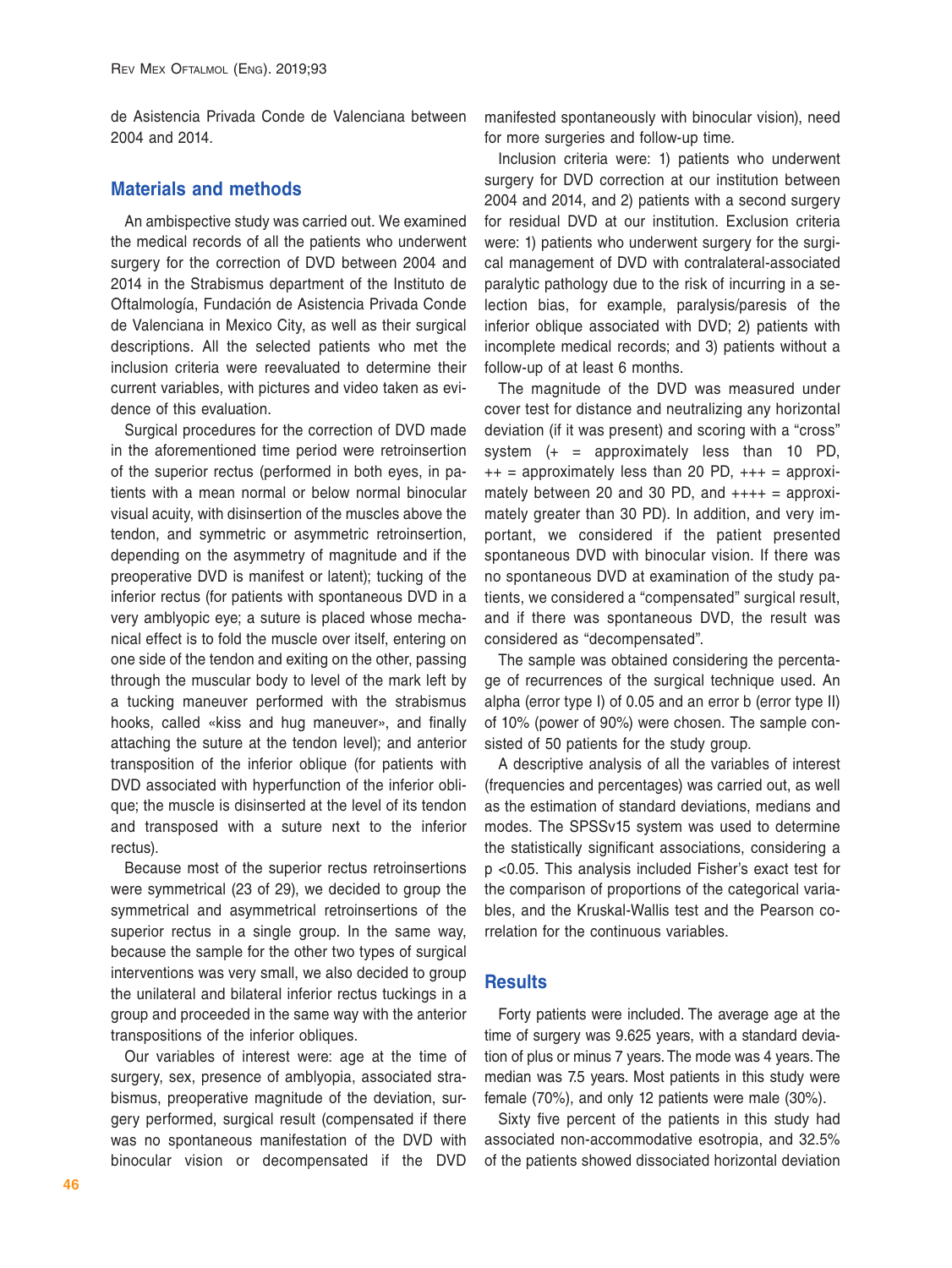de Asistencia Privada Conde de Valenciana between 2004 and 2014.

## Materials and methods

An ambispective study was carried out. We examined the medical records of all the patients who underwent surgery for the correction of DVD between 2004 and 2014 in the Strabismus department of the Instituto de Oftalmología, Fundación de Asistencia Privada Conde de Valenciana in Mexico City, as well as their surgical descriptions. All the selected patients who met the inclusion criteria were reevaluated to determine their current variables, with pictures and video taken as evidence of this evaluation.

Surgical procedures for the correction of DVD made in the aforementioned time period were retroinsertion of the superior rectus (performed in both eyes, in patients with a mean normal or below normal binocular visual acuity, with disinsertion of the muscles above the tendon, and symmetric or asymmetric retroinsertion, depending on the asymmetry of magnitude and if the preoperative DVD is manifest or latent); tucking of the inferior rectus (for patients with spontaneous DVD in a very amblyopic eye; a suture is placed whose mechanical effect is to fold the muscle over itself, entering on one side of the tendon and exiting on the other, passing through the muscular body to level of the mark left by a tucking maneuver performed with the strabismus hooks, called «kiss and hug maneuver», and finally attaching the suture at the tendon level); and anterior transposition of the inferior oblique (for patients with DVD associated with hyperfunction of the inferior oblique; the muscle is disinserted at the level of its tendon and transposed with a suture next to the inferior rectus).

Because most of the superior rectus retroinsertions were symmetrical (23 of 29), we decided to group the symmetrical and asymmetrical retroinsertions of the superior rectus in a single group. In the same way, because the sample for the other two types of surgical interventions was very small, we also decided to group the unilateral and bilateral inferior rectus tuckings in a group and proceeded in the same way with the anterior transpositions of the inferior obliques.

Our variables of interest were: age at the time of surgery, sex, presence of amblyopia, associated strabismus, preoperative magnitude of the deviation, surgery performed, surgical result (compensated if there was no spontaneous manifestation of the DVD with binocular vision or decompensated if the DVD manifested spontaneously with binocular vision), need for more surgeries and follow-up time.

Inclusion criteria were: 1) patients who underwent surgery for DVD correction at our institution between 2004 and 2014, and 2) patients with a second surgery for residual DVD at our institution. Exclusion criteria were: 1) patients who underwent surgery for the surgical management of DVD with contralateral-associated paralytic pathology due to the risk of incurring in a selection bias, for example, paralysis/paresis of the inferior oblique associated with DVD; 2) patients with incomplete medical records; and 3) patients without a follow-up of at least 6 months.

The magnitude of the DVD was measured under cover test for distance and neutralizing any horizontal deviation (if it was present) and scoring with a "cross" system (+ = approximately less than 10 PD, ++ = approximately less than 20 PD, +++ = approximately between 20 and 30 PD, and ++++ = approximately greater than 30 PD). In addition, and very important, we considered if the patient presented spontaneous DVD with binocular vision. If there was no spontaneous DVD at examination of the study patients, we considered a "compensated" surgical result, and if there was spontaneous DVD, the result was considered as "decompensated".

The sample was obtained considering the percentage of recurrences of the surgical technique used. An alpha (error type I) of 0.05 and an error b (error type II) of 10% (power of 90%) were chosen. The sample consisted of 50 patients for the study group.

A descriptive analysis of all the variables of interest (frequencies and percentages) was carried out, as well as the estimation of standard deviations, medians and modes. The SPSSv15 system was used to determine the statistically significant associations, considering a $p < 0.05$. This analysis included Fisher's exact test for the comparison of proportions of the categorical variables, and the Kruskal-Wallis test and the Pearson correlation for the continuous variables.

## Results

Forty patients were included. The average age at the time of surgery was 9.625 years, with a standard deviation of plus or minus 7 years. The mode was 4 years. The median was 7.5 years. Most patients in this study were female (70%), and only 12 patients were male (30%).

Sixty five percent of the patients in this study had associated non-accommodative esotropia, and 32.5% of the patients showed dissociated horizontal deviation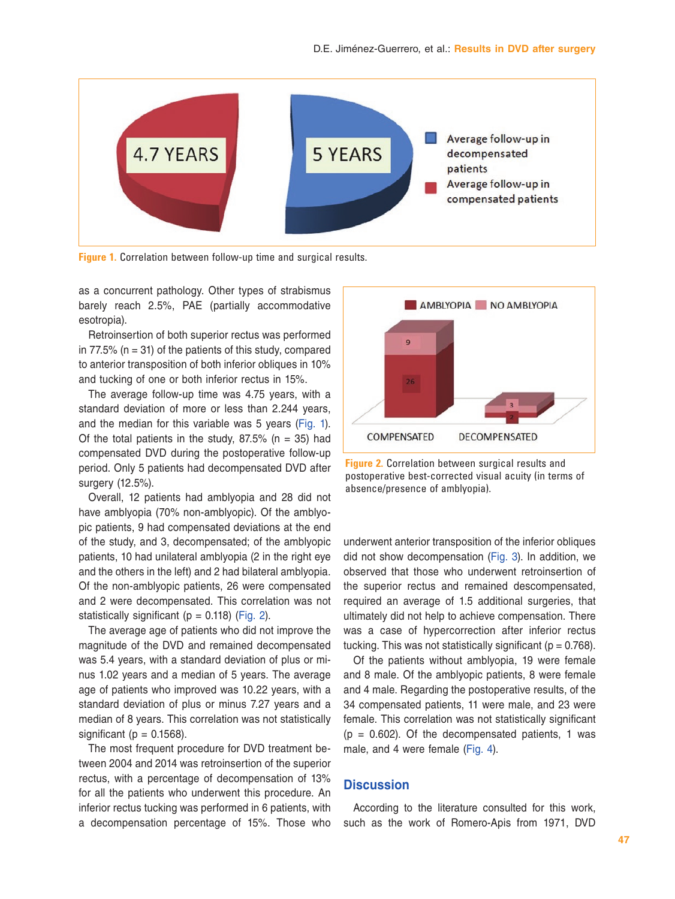Figure 1. Correlation between follow-up time and surgical results.

as a concurrent pathology. Other types of strabismus barely reach 2.5%, PAE (partially accommodative esotropia).

Retroinsertion of both superior rectus was performed in 77.5% (n = 31) of the patients of this study, compared to anterior transposition of both inferior obliques in 10% and tucking of one or both inferior rectus in 15%.

The average follow-up time was 4.75 years, with a standard deviation of more or less than 2.244 years, and the median for this variable was 5 years (Fig. 1). Of the total patients in the study, 87.5% (n = 35) had compensated DVD during the postoperative follow-up period. Only 5 patients had decompensated DVD after surgery (12.5%).

Overall, 12 patients had amblyopia and 28 did not have amblyopia (70% non-amblyopic). Of the amblyopic patients, 9 had compensated deviations at the end of the study, and 3, decompensated; of the amblyopic patients, 10 had unilateral amblyopia (2 in the right eye and the others in the left) and 2 had bilateral amblyopia. Of the non-amblyopic patients, 26 were compensated and 2 were decompensated. This correlation was not statistically significant (p = 0.118) (Fig. 2).

The average age of patients who did not improve the magnitude of the DVD and remained decompensated was 5.4 years, with a standard deviation of plus or minus 1.02 years and a median of 5 years. The average age of patients who improved was 10.22 years, with a standard deviation of plus or minus 7.27 years and a median of 8 years. This correlation was not statistically significant (p = 0.1568).

The most frequent procedure for DVD treatment between 2004 and 2014 was retroinsertion of the superior rectus, with a percentage of decompensation of 13% for all the patients who underwent this procedure. An inferior rectus tucking was performed in 6 patients, with a decompensation percentage of 15%. Those who underwent anterior transposition of the inferior obliques did not show decompensation (Fig. 3). In addition, we observed that those who underwent retroinsertion of the superior rectus and remained descompensated, required an average of 1.5 additional surgeries, that ultimately did not help to achieve compensation. There was a case of hypercorrection after inferior rectus tucking. This was not statistically significant (p = 0.768).

Figure 2. Correlation between surgical results and postoperative best-corrected visual acuity (in terms of absence/presence of amblyopia).

Of the patients without amblyopia, 19 were female and 8 male. Of the amblyopic patients, 8 were female and 4 male. Regarding the postoperative results, of the 34 compensated patients, 11 were male, and 23 were female. This correlation was not statistically significant (p = 0.602). Of the decompensated patients, 1 was male, and 4 were female (Fig. 4).

## Discussion

According to the literature consulted for this work, such as the work of Romero-Apis from 1971, DVD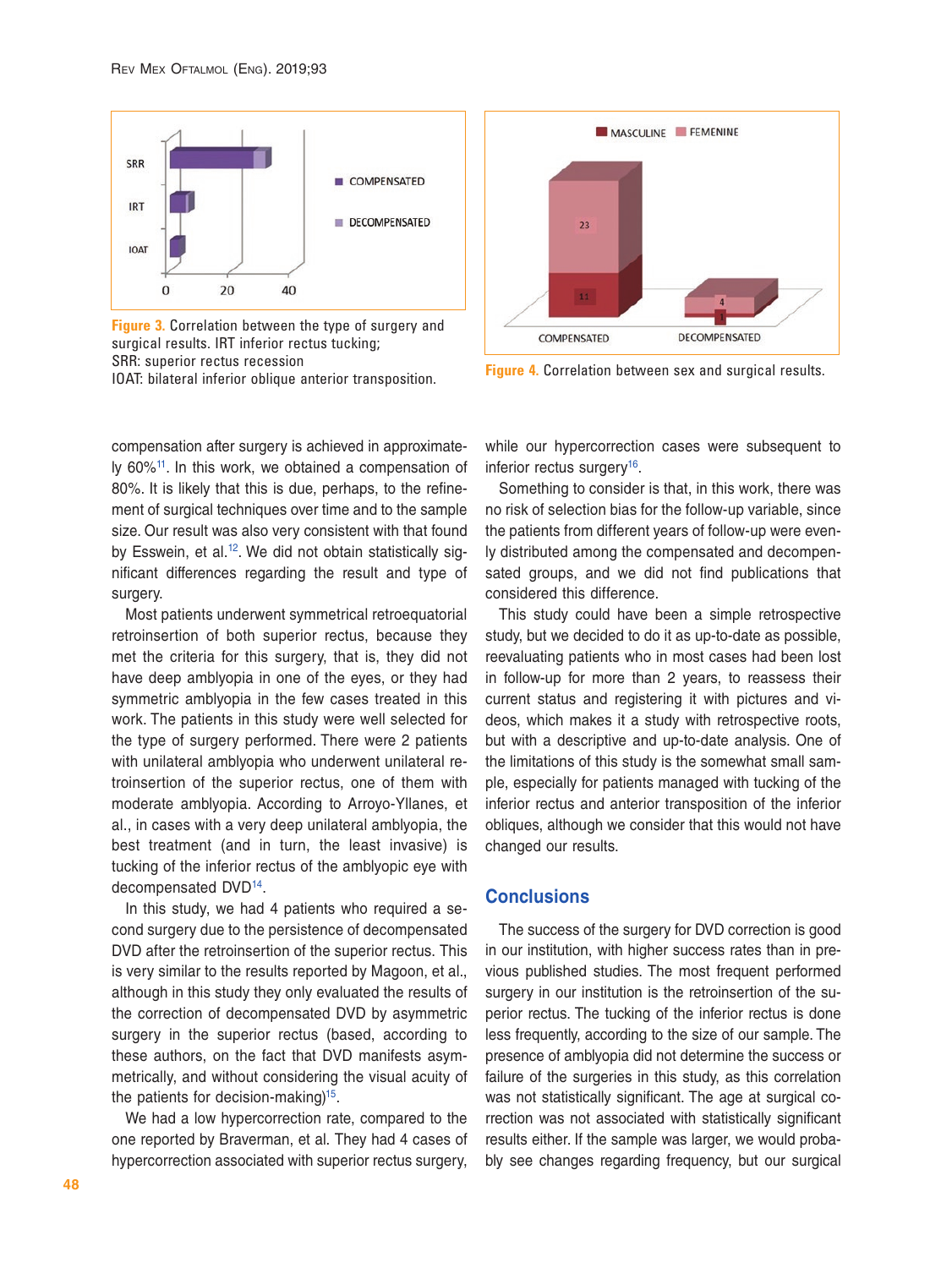Figure 3. Correlation between the type of surgery and surgical results. IRT inferior rectus tucking; SRR: superior rectus recession IOAT: bilateral inferior oblique anterior transposition.

Figure 4. Correlation between sex and surgical results.

compensation after surgery is achieved in approximately 60%[11]. In this work, we obtained a compensation of 80%. It is likely that this is due, perhaps, to the refinement of surgical techniques over time and to the sample size. Our result was also very consistent with that found by Esswein, et al.[12]. We did not obtain statistically significant differences regarding the result and type of surgery.

Most patients underwent symmetrical retroequatorial retroinsertion of both superior rectus, because they met the criteria for this surgery, that is, they did not have deep amblyopia in one of the eyes, or they had symmetric amblyopia in the few cases treated in this work. The patients in this study were well selected for the type of surgery performed. There were 2 patients with unilateral amblyopia who underwent unilateral retroinsertion of the superior rectus, one of them with moderate amblyopia. According to Arroyo-Yllanes, et al., in cases with a very deep unilateral amblyopia, the best treatment (and in turn, the least invasive) is tucking of the inferior rectus of the amblyopic eye with decompensated DVD[14].

In this study, we had 4 patients who required a second surgery due to the persistence of decompensated DVD after the retroinsertion of the superior rectus. This is very similar to the results reported by Magoon, et al., although in this study they only evaluated the results of the correction of decompensated DVD by asymmetric surgery in the superior rectus (based, according to these authors, on the fact that DVD manifests asymmetrically, and without considering the visual acuity of the patients for decision-making)[15].

We had a low hypercorrection rate, compared to the one reported by Braverman, et al. They had 4 cases of hypercorrection associated with superior rectus surgery, while our hypercorrection cases were subsequent to inferior rectus surgery[16].

Something to consider is that, in this work, there was no risk of selection bias for the follow-up variable, since the patients from different years of follow-up were evenly distributed among the compensated and decompensated groups, and we did not find publications that considered this difference.

This study could have been a simple retrospective study, but we decided to do it as up-to-date as possible, reevaluating patients who in most cases had been lost in follow-up for more than 2 years, to reassess their current status and registering it with pictures and videos, which makes it a study with retrospective roots, but with a descriptive and up-to-date analysis. One of the limitations of this study is the somewhat small sample, especially for patients managed with tucking of the inferior rectus and anterior transposition of the inferior obliques, although we consider that this would not have changed our results.

## Conclusions

The success of the surgery for DVD correction is good in our institution, with higher success rates than in previous published studies. The most frequent performed surgery in our institution is the retroinsertion of the superior rectus. The tucking of the inferior rectus is done less frequently, according to the size of our sample. The presence of amblyopia did not determine the success or failure of the surgeries in this study, as this correlation was not statistically significant. The age at surgical correction was not associated with statistically significant results either. If the sample was larger, we would probably see changes regarding frequency, but our surgical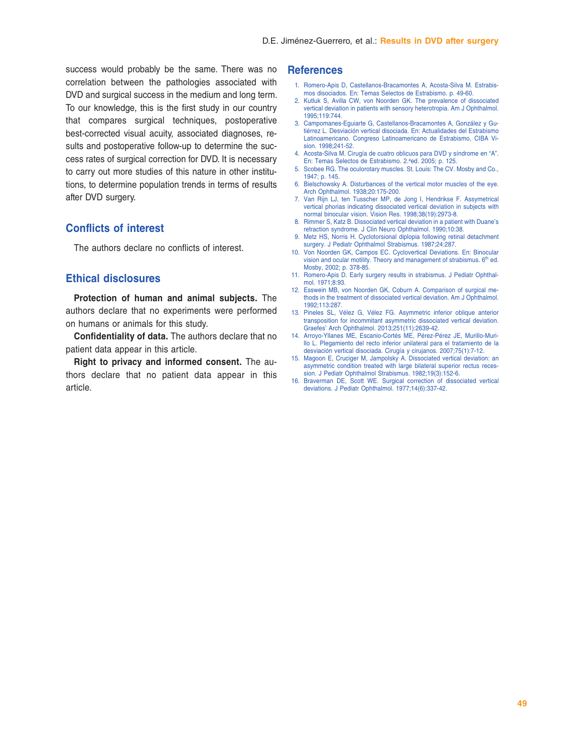success would probably be the same. There was no correlation between the pathologies associated with DVD and surgical success in the medium and long term. To our knowledge, this is the first study in our country that compares surgical techniques, postoperative best-corrected visual acuity, associated diagnoses, results and postoperative follow-up to determine the success rates of surgical correction for DVD. It is necessary to carry out more studies of this nature in other institutions, to determine population trends in terms of results after DVD surgery.

## Conflicts of interest

The authors declare no conflicts of interest.

## Ethical disclosures

**Protection of human and animal subjects.** The authors declare that no experiments were performed on humans or animals for this study.

**Confidentiality of data.** The authors declare that no patient data appear in this article.

**Right to privacy and informed consent.** The authors declare that no patient data appear in this article.

## References

1. Romero-Apis D, Castellanos-Bracamontes A, Acosta-Silva M. Estrabismos disociados. En: Temas Selectos de Estrabismo. p. 49-60.
2. Kutluk S, Avilla CW, von Noorden GK. The prevalence of dissociated vertical deviation in patients with sensory heterotropia. Am J Ophthalmol. 1995;119:744.
3. Campomanes-Eguiarte G, Castellanos-Bracamontes A, González y Gutiérrez L. Desviación vertical disociada. En: Actualidades del Estrabismo Latinoamericano. Congreso Latinoamericano de Estrabismo, CIBA Vision. 1998;241-52.
4. Acosta-Silva M. Cirugía de cuatro oblicuos para DVD y síndrome en "A". En: Temas Selectos de Estrabismo. 2.ªed. 2005; p. 125.
5. Scobee RG. The oculorotary muscles. St. Louis: The CV. Mosby and Co., 1947; p. 145.
6. Bielschowsky A. Disturbances of the vertical motor muscles of the eye. Arch Ophthalmol. 1938;20:175-200.
7. Van Rijn LJ, ten Tusscher MP, de Jong I, Hendrikse F. Assymetrical vertical phorias indicating dissociated vertical deviation in subjects with normal binocular vision. Vision Res. 1998;38(19):2973-8.
8. Rimmer S, Katz B. Dissociated vertical deviation in a patient with Duane's retraction syndrome. J Clin Neuro Ophthalmol. 1990;10:38.
9. Metz HS, Norris H. Cyclotorsional diplopia following retinal detachment surgery. J Pediatr Ophthalmol Strabismus. 1987;24:287.
10. Von Noorden GK, Campos EC. Cyclovertical Deviations. En: Binocular vision and ocular motility. Theory and management of strabismus. 6th ed. Mosby, 2002; p. 378-85.
11. Romero-Apis D. Early surgery results in strabismus. J Pediatr Ophthalmol. 1971;8:93.
12. Esswein MB, von Noorden GK, Coburn A. Comparison of surgical methods in the treatment of dissociated vertical deviation. Am J Ophthalmol. 1992;113:287.
13. Pineles SL, Vélez G, Vélez FG. Asymmetric inferior oblique anterior transposition for incommitant asymmetric dissociated vertical deviation. Graefes' Arch Ophthalmol. 2013;251(11):2639-42.
14. Arroyo-Yllanes ME, Escanio-Cortés ME, Pérez-Pérez JE, Murillo-Murillo L. Plegamiento del recto inferior unilateral para el tratamiento de la desviación vertical disociada. Cirugía y cirujanos. 2007;75(1):7-12.
15. Magoon E, Cruciger M, Jampolsky A. Dissociated vertical deviation: an asymmetric condition treated with large bilateral superior rectus recession. J Pediatr Ophthalmol Strabismus. 1982;19(3):152-6.
16. Braverman DE, Scott WE. Surgical correction of dissociated vertical deviations. J Pediatr Ophthalmol. 1977;14(6):337-42.